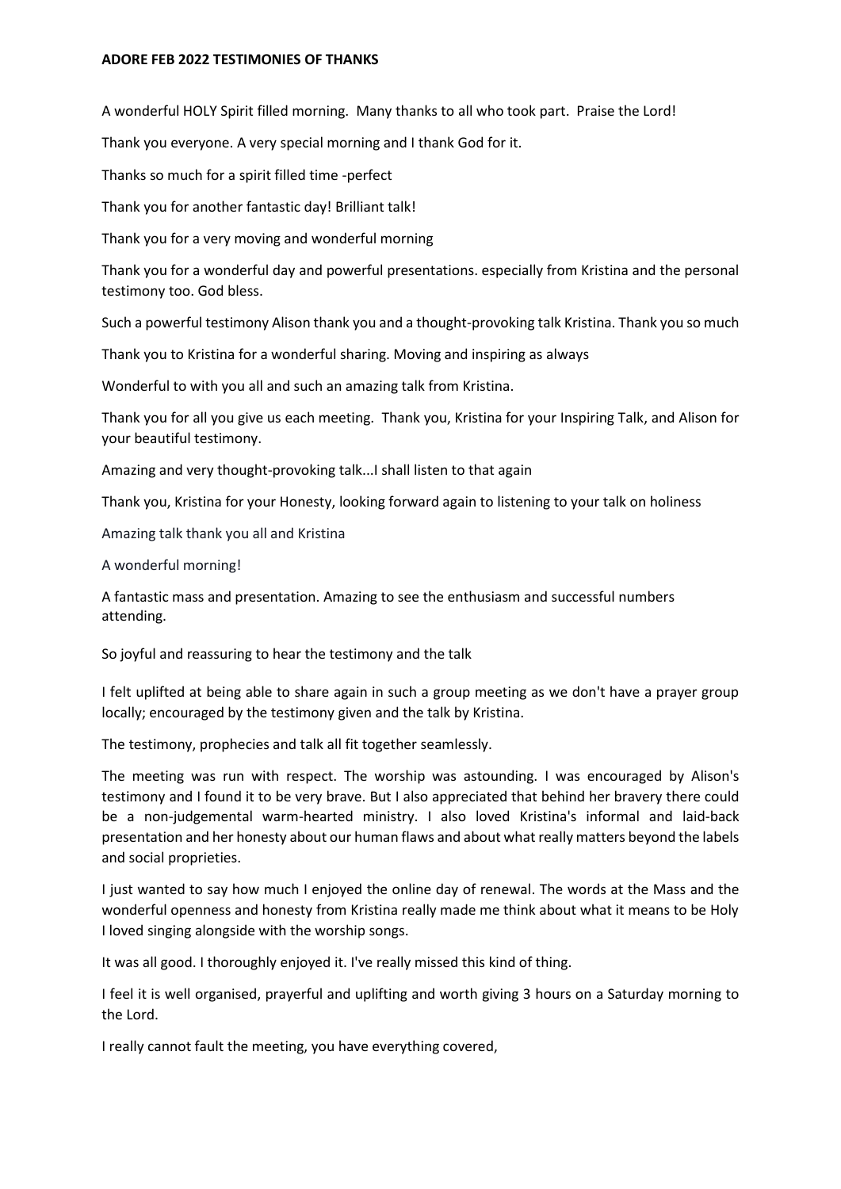**ADORE FEB 2022 TESTIMONIES OF THANKS**

A wonderful HOLY Spirit filled morning. Many thanks to all who took part. Praise the Lord!

Thank you everyone. A very special morning and I thank God for it.

Thanks so much for a spirit filled time -perfect

Thank you for another fantastic day! Brilliant talk!

Thank you for a very moving and wonderful morning

Thank you for a wonderful day and powerful presentations. especially from Kristina and the personal testimony too. God bless.

Such a powerful testimony Alison thank you and a thought-provoking talk Kristina. Thank you so much

Thank you to Kristina for a wonderful sharing. Moving and inspiring as always

Wonderful to with you all and such an amazing talk from Kristina.

Thank you for all you give us each meeting. Thank you, Kristina for your Inspiring Talk, and Alison for your beautiful testimony.

Amazing and very thought-provoking talk...I shall listen to that again

Thank you, Kristina for your Honesty, looking forward again to listening to your talk on holiness

Amazing talk thank you all and Kristina

A wonderful morning!

A fantastic mass and presentation. Amazing to see the enthusiasm and successful numbers attending.

So joyful and reassuring to hear the testimony and the talk

I felt uplifted at being able to share again in such a group meeting as we don't have a prayer group locally; encouraged by the testimony given and the talk by Kristina.

The testimony, prophecies and talk all fit together seamlessly.

The meeting was run with respect. The worship was astounding. I was encouraged by Alison's testimony and I found it to be very brave. But I also appreciated that behind her bravery there could be a non-judgemental warm-hearted ministry. I also loved Kristina's informal and laid-back presentation and her honesty about our human flaws and about what really matters beyond the labels and social proprieties.

I just wanted to say how much I enjoyed the online day of renewal. The words at the Mass and the wonderful openness and honesty from Kristina really made me think about what it means to be Holy I loved singing alongside with the worship songs.

It was all good. I thoroughly enjoyed it. I've really missed this kind of thing.

I feel it is well organised, prayerful and uplifting and worth giving 3 hours on a Saturday morning to the Lord.

I really cannot fault the meeting, you have everything covered,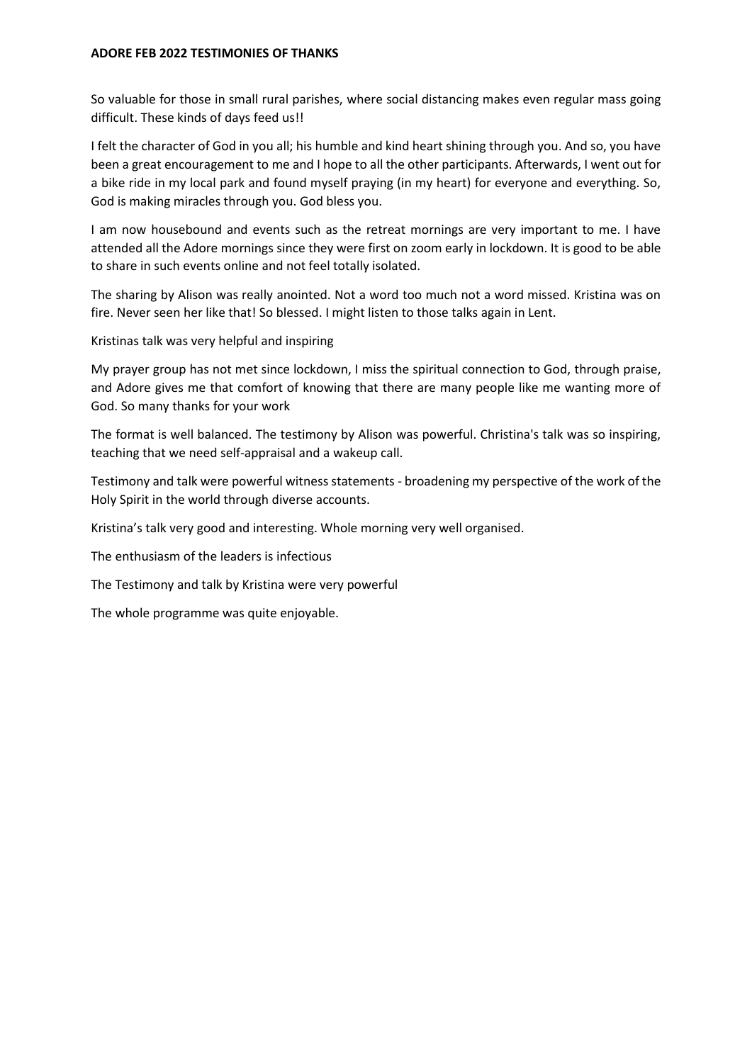**ADORE FEB 2022 TESTIMONIES OF THANKS**

So valuable for those in small rural parishes, where social distancing makes even regular mass going difficult. These kinds of days feed us!!

I felt the character of God in you all; his humble and kind heart shining through you. And so, you have been a great encouragement to me and I hope to all the other participants. Afterwards, I went out for a bike ride in my local park and found myself praying (in my heart) for everyone and everything. So, God is making miracles through you. God bless you.

I am now housebound and events such as the retreat mornings are very important to me. I have attended all the Adore mornings since they were first on zoom early in lockdown. It is good to be able to share in such events online and not feel totally isolated.

The sharing by Alison was really anointed. Not a word too much not a word missed. Kristina was on fire. Never seen her like that! So blessed. I might listen to those talks again in Lent.

Kristinas talk was very helpful and inspiring

My prayer group has not met since lockdown, I miss the spiritual connection to God, through praise, and Adore gives me that comfort of knowing that there are many people like me wanting more of God. So many thanks for your work

The format is well balanced. The testimony by Alison was powerful. Christina's talk was so inspiring, teaching that we need self-appraisal and a wakeup call.

Testimony and talk were powerful witness statements - broadening my perspective of the work of the Holy Spirit in the world through diverse accounts.

Kristina's talk very good and interesting. Whole morning very well organised.

The enthusiasm of the leaders is infectious

The Testimony and talk by Kristina were very powerful

The whole programme was quite enjoyable.